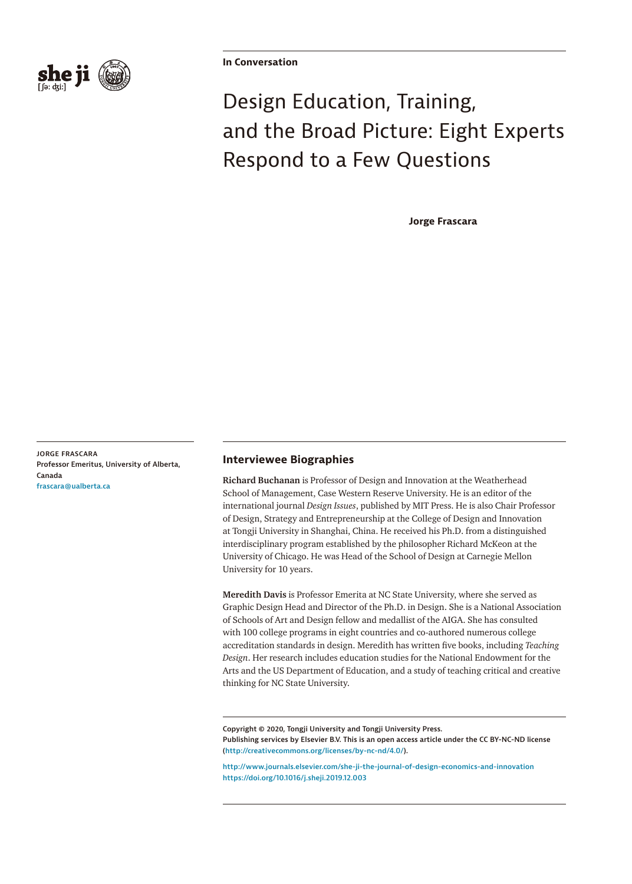In Conversation

# Design Education, Training, and the Broad Picture: Eight Experts Respond to a Few Questions

**Jorge Frascara**

JORGE FRASCARA
Professor Emeritus, University of Alberta, Canada
frascara@ualberta.ca

## Interviewee Biographies

**Richard Buchanan** is Professor of Design and Innovation at the Weatherhead School of Management, Case Western Reserve University. He is an editor of the international journal *Design Issues*, published by MIT Press. He is also Chair Professor of Design, Strategy and Entrepreneurship at the College of Design and Innovation at Tongji University in Shanghai, China. He received his Ph.D. from a distinguished interdisciplinary program established by the philosopher Richard McKeon at the University of Chicago. He was Head of the School of Design at Carnegie Mellon University for 10 years.

**Meredith Davis** is Professor Emerita at NC State University, where she served as Graphic Design Head and Director of the Ph.D. in Design. She is a National Association of Schools of Art and Design fellow and medallist of the AIGA. She has consulted with 100 college programs in eight countries and co-authored numerous college accreditation standards in design. Meredith has written five books, including *Teaching Design*. Her research includes education studies for the National Endowment for the Arts and the US Department of Education, and a study of teaching critical and creative thinking for NC State University.

Copyright © 2020, Tongji University and Tongji University Press.
Publishing services by Elsevier B.V. This is an open access article under the CC BY-NC-ND license (http://creativecommons.org/licenses/by-nc-nd/4.0/).

http://www.journals.elsevier.com/she-ji-the-journal-of-design-economics-and-innovation
https://doi.org/10.1016/j.sheji.2019.12.003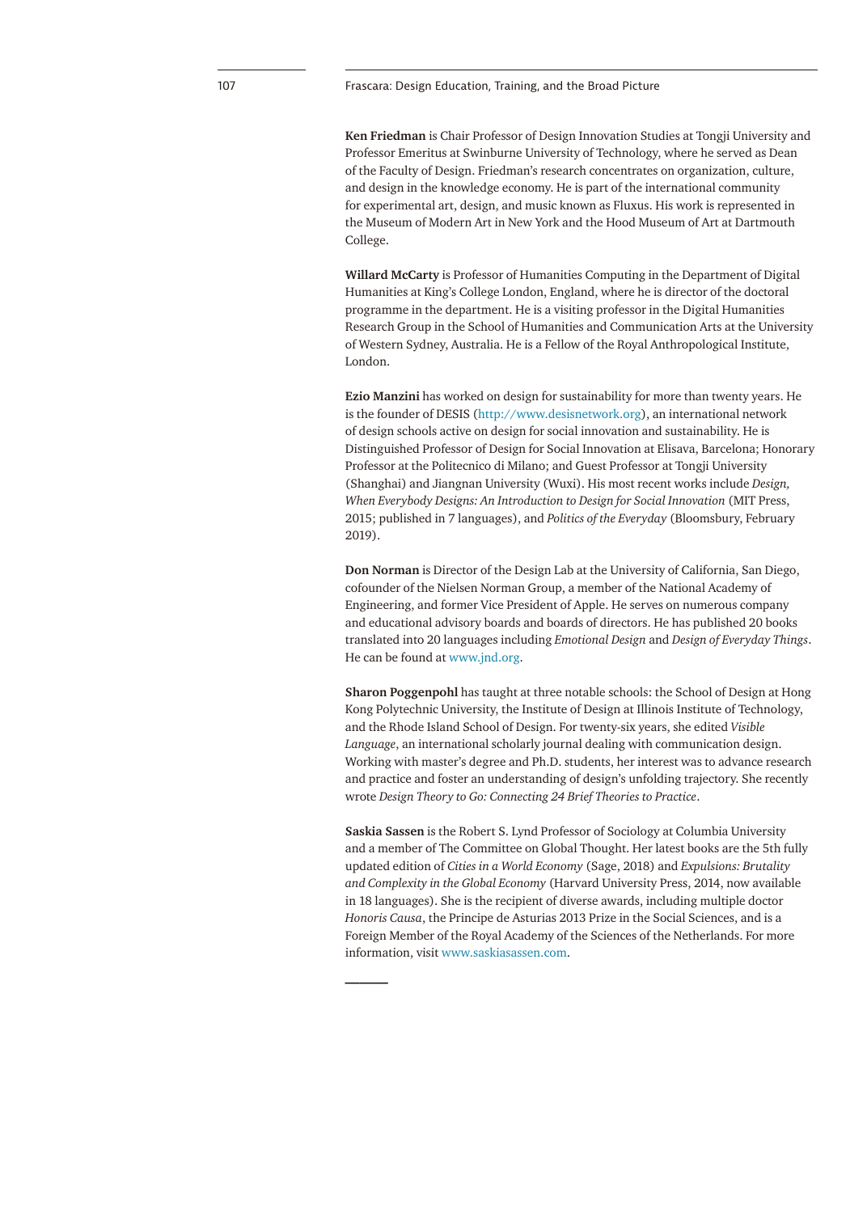**Ken Friedman** is Chair Professor of Design Innovation Studies at Tongji University and Professor Emeritus at Swinburne University of Technology, where he served as Dean of the Faculty of Design. Friedman's research concentrates on organization, culture, and design in the knowledge economy. He is part of the international community for experimental art, design, and music known as Fluxus. His work is represented in the Museum of Modern Art in New York and the Hood Museum of Art at Dartmouth College.

**Willard McCarty** is Professor of Humanities Computing in the Department of Digital Humanities at King's College London, England, where he is director of the doctoral programme in the department. He is a visiting professor in the Digital Humanities Research Group in the School of Humanities and Communication Arts at the University of Western Sydney, Australia. He is a Fellow of the Royal Anthropological Institute, London.

**Ezio Manzini** has worked on design for sustainability for more than twenty years. He is the founder of DESIS (http://www.desisnetwork.org), an international network of design schools active on design for social innovation and sustainability. He is Distinguished Professor of Design for Social Innovation at Elisava, Barcelona; Honorary Professor at the Politecnico di Milano; and Guest Professor at Tongji University (Shanghai) and Jiangnan University (Wuxi). His most recent works include *Design, When Everybody Designs: An Introduction to Design for Social Innovation* (MIT Press, 2015; published in 7 languages), and *Politics of the Everyday* (Bloomsbury, February 2019).

**Don Norman** is Director of the Design Lab at the University of California, San Diego, cofounder of the Nielsen Norman Group, a member of the National Academy of Engineering, and former Vice President of Apple. He serves on numerous company and educational advisory boards and boards of directors. He has published 20 books translated into 20 languages including *Emotional Design* and *Design of Everyday Things*. He can be found at www.jnd.org.

**Sharon Poggenpohl** has taught at three notable schools: the School of Design at Hong Kong Polytechnic University, the Institute of Design at Illinois Institute of Technology, and the Rhode Island School of Design. For twenty-six years, she edited *Visible Language*, an international scholarly journal dealing with communication design. Working with master's degree and Ph.D. students, her interest was to advance research and practice and foster an understanding of design's unfolding trajectory. She recently wrote *Design Theory to Go: Connecting 24 Brief Theories to Practice*.

**Saskia Sassen** is the Robert S. Lynd Professor of Sociology at Columbia University and a member of The Committee on Global Thought. Her latest books are the 5th fully updated edition of *Cities in a World Economy* (Sage, 2018) and *Expulsions: Brutality and Complexity in the Global Economy* (Harvard University Press, 2014, now available in 18 languages). She is the recipient of diverse awards, including multiple doctor *Honoris Causa*, the Principe de Asturias 2013 Prize in the Social Sciences, and is a Foreign Member of the Royal Academy of the Sciences of the Netherlands. For more information, visit www.saskiasassen.com.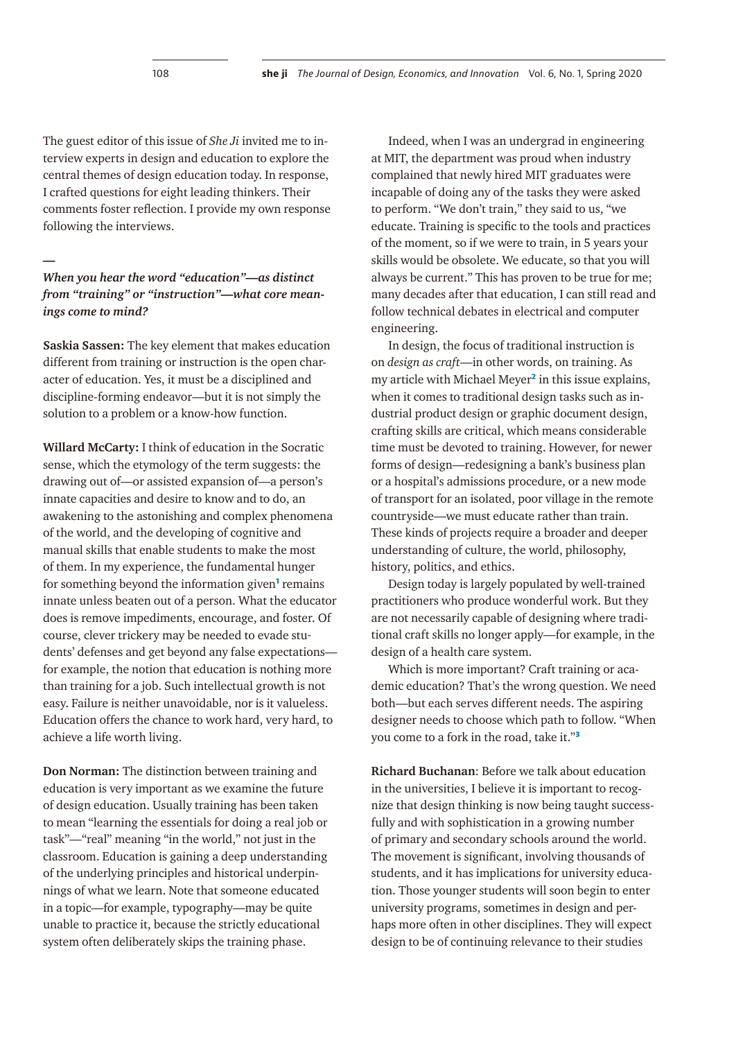The guest editor of this issue of *She Ji* invited me to interview experts in design and education to explore the central themes of design education today. In response, I crafted questions for eight leading thinkers. Their comments foster reflection. I provide my own response following the interviews.

—

***When you hear the word "education"—as distinct from "training" or "instruction"—what core meanings come to mind?***

**Saskia Sassen:** The key element that makes education different from training or instruction is the open character of education. Yes, it must be a disciplined and discipline-forming endeavor—but it is not simply the solution to a problem or a know-how function.

**Willard McCarty:** I think of education in the Socratic sense, which the etymology of the term suggests: the drawing out of—or assisted expansion of—a person's innate capacities and desire to know and to do, an awakening to the astonishing and complex phenomena of the world, and the developing of cognitive and manual skills that enable students to make the most of them. In my experience, the fundamental hunger for something beyond the information given[1] remains innate unless beaten out of a person. What the educator does is remove impediments, encourage, and foster. Of course, clever trickery may be needed to evade students' defenses and get beyond any false expectations—for example, the notion that education is nothing more than training for a job. Such intellectual growth is not easy. Failure is neither unavoidable, nor is it valueless. Education offers the chance to work hard, very hard, to achieve a life worth living.

**Don Norman:** The distinction between training and education is very important as we examine the future of design education. Usually training has been taken to mean "learning the essentials for doing a real job or task"—"real" meaning "in the world," not just in the classroom. Education is gaining a deep understanding of the underlying principles and historical underpinnings of what we learn. Note that someone educated in a topic—for example, typography—may be quite unable to practice it, because the strictly educational system often deliberately skips the training phase.

Indeed, when I was an undergrad in engineering at MIT, the department was proud when industry complained that newly hired MIT graduates were incapable of doing any of the tasks they were asked to perform. "We don't train," they said to us, "we educate. Training is specific to the tools and practices of the moment, so if we were to train, in 5 years your skills would be obsolete. We educate, so that you will always be current." This has proven to be true for me; many decades after that education, I can still read and follow technical debates in electrical and computer engineering.

In design, the focus of traditional instruction is on *design as craft*—in other words, on training. As my article with Michael Meyer[2] in this issue explains, when it comes to traditional design tasks such as industrial product design or graphic document design, crafting skills are critical, which means considerable time must be devoted to training. However, for newer forms of design—redesigning a bank's business plan or a hospital's admissions procedure, or a new mode of transport for an isolated, poor village in the remote countryside—we must educate rather than train. These kinds of projects require a broader and deeper understanding of culture, the world, philosophy, history, politics, and ethics.

Design today is largely populated by well-trained practitioners who produce wonderful work. But they are not necessarily capable of designing where traditional craft skills no longer apply—for example, in the design of a health care system.

Which is more important? Craft training or academic education? That's the wrong question. We need both—but each serves different needs. The aspiring designer needs to choose which path to follow. "When you come to a fork in the road, take it."[3]

**Richard Buchanan**: Before we talk about education in the universities, I believe it is important to recognize that design thinking is now being taught successfully and with sophistication in a growing number of primary and secondary schools around the world. The movement is significant, involving thousands of students, and it has implications for university education. Those younger students will soon begin to enter university programs, sometimes in design and perhaps more often in other disciplines. They will expect design to be of continuing relevance to their studies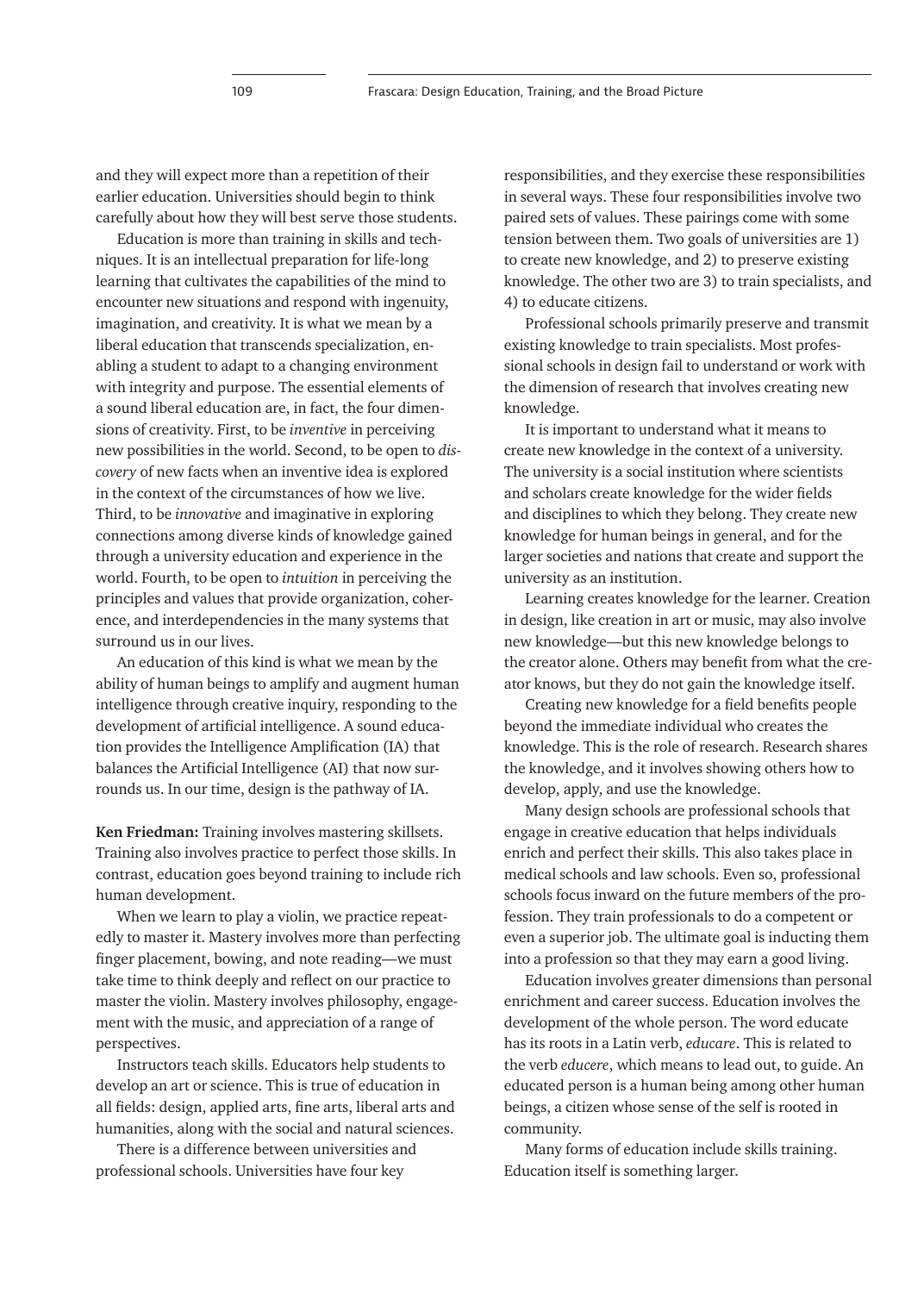and they will expect more than a repetition of their earlier education. Universities should begin to think carefully about how they will best serve those students.

Education is more than training in skills and techniques. It is an intellectual preparation for life-long learning that cultivates the capabilities of the mind to encounter new situations and respond with ingenuity, imagination, and creativity. It is what we mean by a liberal education that transcends specialization, enabling a student to adapt to a changing environment with integrity and purpose. The essential elements of a sound liberal education are, in fact, the four dimensions of creativity. First, to be *inventive* in perceiving new possibilities in the world. Second, to be open to *discovery* of new facts when an inventive idea is explored in the context of the circumstances of how we live. Third, to be *innovative* and imaginative in exploring connections among diverse kinds of knowledge gained through a university education and experience in the world. Fourth, to be open to *intuition* in perceiving the principles and values that provide organization, coherence, and interdependencies in the many systems that surround us in our lives.

An education of this kind is what we mean by the ability of human beings to amplify and augment human intelligence through creative inquiry, responding to the development of artificial intelligence. A sound education provides the Intelligence Amplification (IA) that balances the Artificial Intelligence (AI) that now surrounds us. In our time, design is the pathway of IA.

**Ken Friedman:** Training involves mastering skillsets. Training also involves practice to perfect those skills. In contrast, education goes beyond training to include rich human development.

When we learn to play a violin, we practice repeatedly to master it. Mastery involves more than perfecting finger placement, bowing, and note reading—we must take time to think deeply and reflect on our practice to master the violin. Mastery involves philosophy, engagement with the music, and appreciation of a range of perspectives.

Instructors teach skills. Educators help students to develop an art or science. This is true of education in all fields: design, applied arts, fine arts, liberal arts and humanities, along with the social and natural sciences.

There is a difference between universities and professional schools. Universities have four key responsibilities, and they exercise these responsibilities in several ways. These four responsibilities involve two paired sets of values. These pairings come with some tension between them. Two goals of universities are 1) to create new knowledge, and 2) to preserve existing knowledge. The other two are 3) to train specialists, and 4) to educate citizens.

Professional schools primarily preserve and transmit existing knowledge to train specialists. Most professional schools in design fail to understand or work with the dimension of research that involves creating new knowledge.

It is important to understand what it means to create new knowledge in the context of a university. The university is a social institution where scientists and scholars create knowledge for the wider fields and disciplines to which they belong. They create new knowledge for human beings in general, and for the larger societies and nations that create and support the university as an institution.

Learning creates knowledge for the learner. Creation in design, like creation in art or music, may also involve new knowledge—but this new knowledge belongs to the creator alone. Others may benefit from what the creator knows, but they do not gain the knowledge itself.

Creating new knowledge for a field benefits people beyond the immediate individual who creates the knowledge. This is the role of research. Research shares the knowledge, and it involves showing others how to develop, apply, and use the knowledge.

Many design schools are professional schools that engage in creative education that helps individuals enrich and perfect their skills. This also takes place in medical schools and law schools. Even so, professional schools focus inward on the future members of the profession. They train professionals to do a competent or even a superior job. The ultimate goal is inducting them into a profession so that they may earn a good living.

Education involves greater dimensions than personal enrichment and career success. Education involves the development of the whole person. The word educate has its roots in a Latin verb, *educare*. This is related to the verb *educere*, which means to lead out, to guide. An educated person is a human being among other human beings, a citizen whose sense of the self is rooted in community.

Many forms of education include skills training. Education itself is something larger.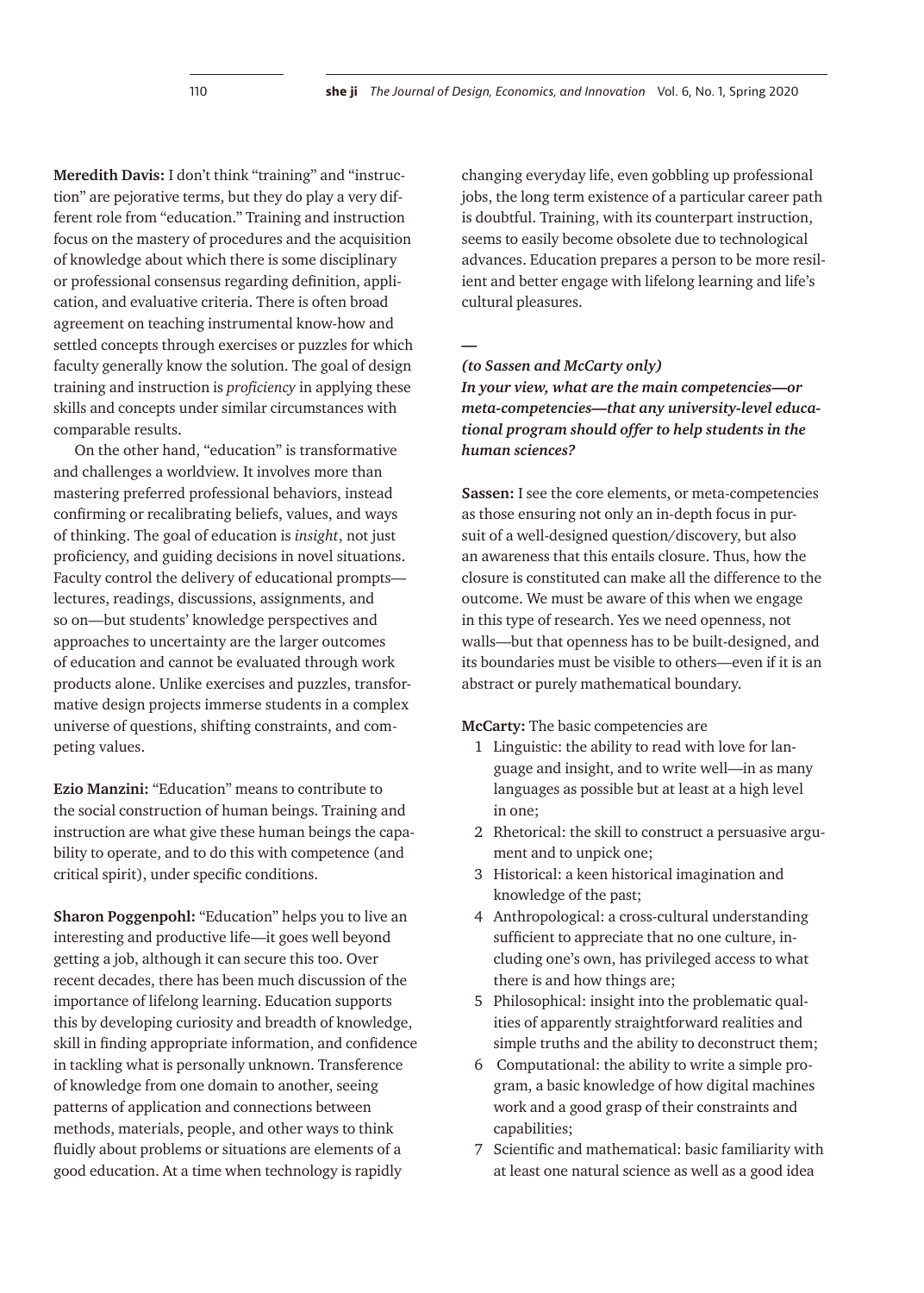**Meredith Davis:** I don't think "training" and "instruction" are pejorative terms, but they do play a very different role from "education." Training and instruction focus on the mastery of procedures and the acquisition of knowledge about which there is some disciplinary or professional consensus regarding definition, application, and evaluative criteria. There is often broad agreement on teaching instrumental know-how and settled concepts through exercises or puzzles for which faculty generally know the solution. The goal of design training and instruction is *proficiency* in applying these skills and concepts under similar circumstances with comparable results.

On the other hand, "education" is transformative and challenges a worldview. It involves more than mastering preferred professional behaviors, instead confirming or recalibrating beliefs, values, and ways of thinking. The goal of education is *insight*, not just proficiency, and guiding decisions in novel situations. Faculty control the delivery of educational prompts—lectures, readings, discussions, assignments, and so on—but students' knowledge perspectives and approaches to uncertainty are the larger outcomes of education and cannot be evaluated through work products alone. Unlike exercises and puzzles, transformative design projects immerse students in a complex universe of questions, shifting constraints, and competing values.

**Ezio Manzini:** "Education" means to contribute to the social construction of human beings. Training and instruction are what give these human beings the capability to operate, and to do this with competence (and critical spirit), under specific conditions.

**Sharon Poggenpohl:** "Education" helps you to live an interesting and productive life—it goes well beyond getting a job, although it can secure this too. Over recent decades, there has been much discussion of the importance of lifelong learning. Education supports this by developing curiosity and breadth of knowledge, skill in finding appropriate information, and confidence in tackling what is personally unknown. Transference of knowledge from one domain to another, seeing patterns of application and connections between methods, materials, people, and other ways to think fluidly about problems or situations are elements of a good education. At a time when technology is rapidly changing everyday life, even gobbling up professional jobs, the long term existence of a particular career path is doubtful. Training, with its counterpart instruction, seems to easily become obsolete due to technological advances. Education prepares a person to be more resilient and better engage with lifelong learning and life's cultural pleasures.

—

***(to Sassen and McCarty only)***
***In your view, what are the main competencies—or meta-competencies—that any university-level educational program should offer to help students in the human sciences?***

**Sassen:** I see the core elements, or meta-competencies as those ensuring not only an in-depth focus in pursuit of a well-designed question/discovery, but also an awareness that this entails closure. Thus, how the closure is constituted can make all the difference to the outcome. We must be aware of this when we engage in this type of research. Yes we need openness, not walls—but that openness has to be built-designed, and its boundaries must be visible to others—even if it is an abstract or purely mathematical boundary.

**McCarty:** The basic competencies are

1. Linguistic: the ability to read with love for language and insight, and to write well—in as many languages as possible but at least at a high level in one;
2. Rhetorical: the skill to construct a persuasive argument and to unpick one;
3. Historical: a keen historical imagination and knowledge of the past;
4. Anthropological: a cross-cultural understanding sufficient to appreciate that no one culture, including one's own, has privileged access to what there is and how things are;
5. Philosophical: insight into the problematic qualities of apparently straightforward realities and simple truths and the ability to deconstruct them;
6. Computational: the ability to write a simple program, a basic knowledge of how digital machines work and a good grasp of their constraints and capabilities;
7. Scientific and mathematical: basic familiarity with at least one natural science as well as a good idea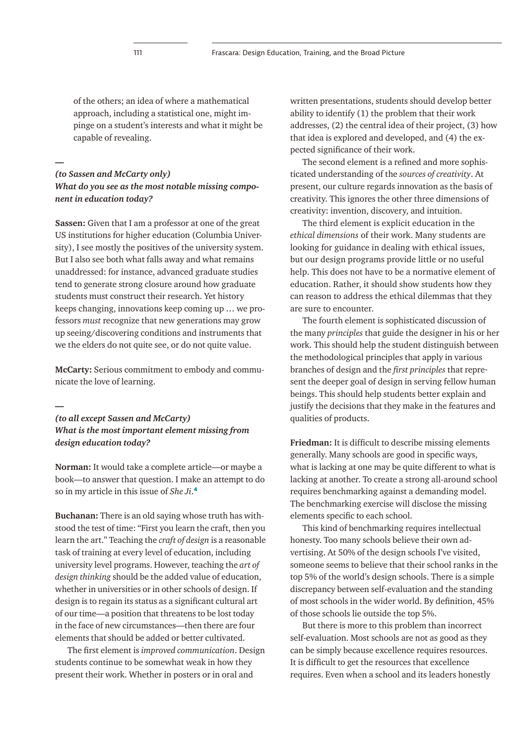of the others; an idea of where a mathematical approach, including a statistical one, might impinge on a student's interests and what it might be capable of revealing.

—

***(to Sassen and McCarty only)***
***What do you see as the most notable missing component in education today?***

**Sassen:** Given that I am a professor at one of the great US institutions for higher education (Columbia University), I see mostly the positives of the university system. But I also see both what falls away and what remains unaddressed: for instance, advanced graduate studies tend to generate strong closure around how graduate students must construct their research. Yet history keeps changing, innovations keep coming up … we professors *must* recognize that new generations may grow up seeing/discovering conditions and instruments that we the elders do not quite see, or do not quite value.

**McCarty:** Serious commitment to embody and communicate the love of learning.

—

***(to all except Sassen and McCarty)***
***What is the most important element missing from design education today?***

**Norman:** It would take a complete article—or maybe a book—to answer that question. I make an attempt to do so in my article in this issue of *She Ji*.[4]

**Buchanan:** There is an old saying whose truth has withstood the test of time: "First you learn the craft, then you learn the art." Teaching the *craft of design* is a reasonable task of training at every level of education, including university level programs. However, teaching the *art of design thinking* should be the added value of education, whether in universities or in other schools of design. If design is to regain its status as a significant cultural art of our time—a position that threatens to be lost today in the face of new circumstances—then there are four elements that should be added or better cultivated.

The first element is *improved communication*. Design students continue to be somewhat weak in how they present their work. Whether in posters or in oral and written presentations, students should develop better ability to identify (1) the problem that their work addresses, (2) the central idea of their project, (3) how that idea is explored and developed, and (4) the expected significance of their work.

The second element is a refined and more sophisticated understanding of the *sources of creativity*. At present, our culture regards innovation as the basis of creativity. This ignores the other three dimensions of creativity: invention, discovery, and intuition.

The third element is explicit education in the *ethical dimensions* of their work. Many students are looking for guidance in dealing with ethical issues, but our design programs provide little or no useful help. This does not have to be a normative element of education. Rather, it should show students how they can reason to address the ethical dilemmas that they are sure to encounter.

The fourth element is sophisticated discussion of the many *principles* that guide the designer in his or her work. This should help the student distinguish between the methodological principles that apply in various branches of design and the *first principles* that represent the deeper goal of design in serving fellow human beings. This should help students better explain and justify the decisions that they make in the features and qualities of products.

**Friedman:** It is difficult to describe missing elements generally. Many schools are good in specific ways, what is lacking at one may be quite different to what is lacking at another. To create a strong all-around school requires benchmarking against a demanding model. The benchmarking exercise will disclose the missing elements specific to each school.

This kind of benchmarking requires intellectual honesty. Too many schools believe their own advertising. At 50% of the design schools I've visited, someone seems to believe that their school ranks in the top 5% of the world's design schools. There is a simple discrepancy between self-evaluation and the standing of most schools in the wider world. By definition, 45% of those schools lie outside the top 5%.

But there is more to this problem than incorrect self-evaluation. Most schools are not as good as they can be simply because excellence requires resources. It is difficult to get the resources that excellence requires. Even when a school and its leaders honestly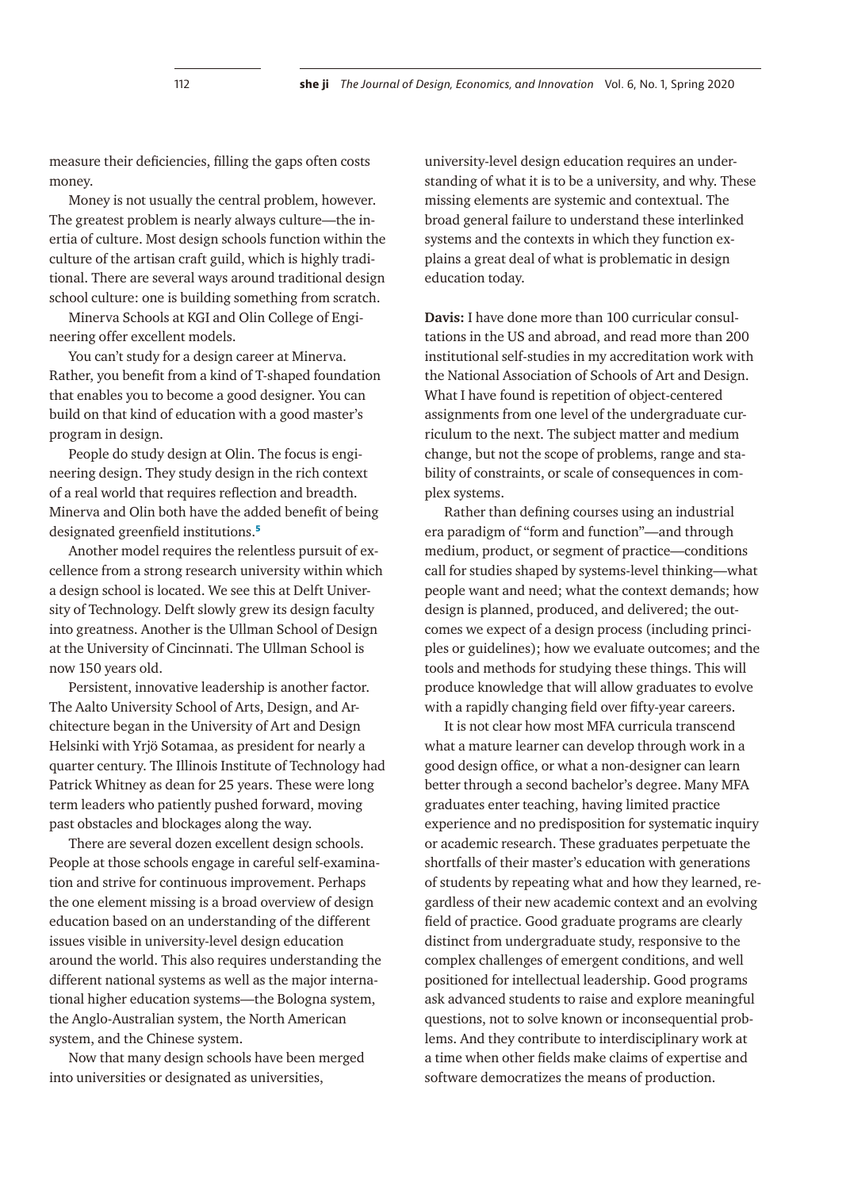measure their deficiencies, filling the gaps often costs money.

Money is not usually the central problem, however. The greatest problem is nearly always culture—the inertia of culture. Most design schools function within the culture of the artisan craft guild, which is highly traditional. There are several ways around traditional design school culture: one is building something from scratch.

Minerva Schools at KGI and Olin College of Engineering offer excellent models.

You can't study for a design career at Minerva. Rather, you benefit from a kind of T-shaped foundation that enables you to become a good designer. You can build on that kind of education with a good master's program in design.

People do study design at Olin. The focus is engineering design. They study design in the rich context of a real world that requires reflection and breadth. Minerva and Olin both have the added benefit of being designated greenfield institutions.[5]

Another model requires the relentless pursuit of excellence from a strong research university within which a design school is located. We see this at Delft University of Technology. Delft slowly grew its design faculty into greatness. Another is the Ullman School of Design at the University of Cincinnati. The Ullman School is now 150 years old.

Persistent, innovative leadership is another factor. The Aalto University School of Arts, Design, and Architecture began in the University of Art and Design Helsinki with Yrjö Sotamaa, as president for nearly a quarter century. The Illinois Institute of Technology had Patrick Whitney as dean for 25 years. These were long term leaders who patiently pushed forward, moving past obstacles and blockages along the way.

There are several dozen excellent design schools. People at those schools engage in careful self-examination and strive for continuous improvement. Perhaps the one element missing is a broad overview of design education based on an understanding of the different issues visible in university-level design education around the world. This also requires understanding the different national systems as well as the major international higher education systems—the Bologna system, the Anglo-Australian system, the North American system, and the Chinese system.

Now that many design schools have been merged into universities or designated as universities, university-level design education requires an understanding of what it is to be a university, and why. These missing elements are systemic and contextual. The broad general failure to understand these interlinked systems and the contexts in which they function explains a great deal of what is problematic in design education today.

**Davis:** I have done more than 100 curricular consultations in the US and abroad, and read more than 200 institutional self-studies in my accreditation work with the National Association of Schools of Art and Design. What I have found is repetition of object-centered assignments from one level of the undergraduate curriculum to the next. The subject matter and medium change, but not the scope of problems, range and stability of constraints, or scale of consequences in complex systems.

Rather than defining courses using an industrial era paradigm of "form and function"—and through medium, product, or segment of practice—conditions call for studies shaped by systems-level thinking—what people want and need; what the context demands; how design is planned, produced, and delivered; the outcomes we expect of a design process (including principles or guidelines); how we evaluate outcomes; and the tools and methods for studying these things. This will produce knowledge that will allow graduates to evolve with a rapidly changing field over fifty-year careers.

It is not clear how most MFA curricula transcend what a mature learner can develop through work in a good design office, or what a non-designer can learn better through a second bachelor's degree. Many MFA graduates enter teaching, having limited practice experience and no predisposition for systematic inquiry or academic research. These graduates perpetuate the shortfalls of their master's education with generations of students by repeating what and how they learned, regardless of their new academic context and an evolving field of practice. Good graduate programs are clearly distinct from undergraduate study, responsive to the complex challenges of emergent conditions, and well positioned for intellectual leadership. Good programs ask advanced students to raise and explore meaningful questions, not to solve known or inconsequential problems. And they contribute to interdisciplinary work at a time when other fields make claims of expertise and software democratizes the means of production.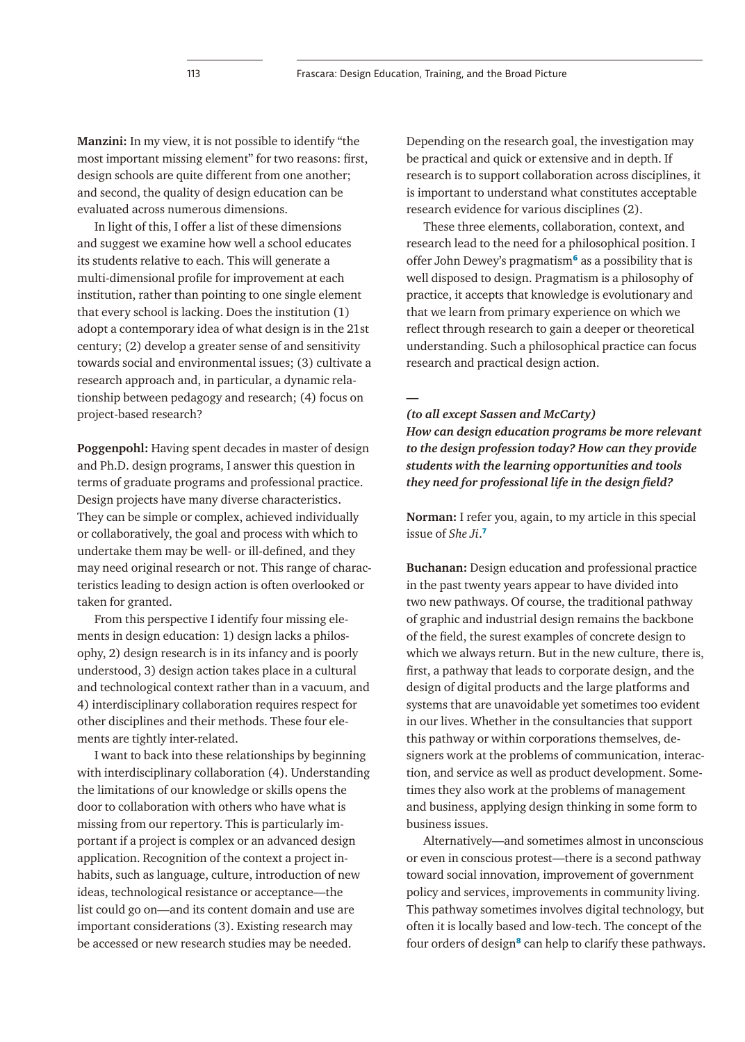**Manzini:** In my view, it is not possible to identify "the most important missing element" for two reasons: first, design schools are quite different from one another; and second, the quality of design education can be evaluated across numerous dimensions.

In light of this, I offer a list of these dimensions and suggest we examine how well a school educates its students relative to each. This will generate a multi-dimensional profile for improvement at each institution, rather than pointing to one single element that every school is lacking. Does the institution (1) adopt a contemporary idea of what design is in the 21st century; (2) develop a greater sense of and sensitivity towards social and environmental issues; (3) cultivate a research approach and, in particular, a dynamic relationship between pedagogy and research; (4) focus on project-based research?

**Poggenpohl:** Having spent decades in master of design and Ph.D. design programs, I answer this question in terms of graduate programs and professional practice. Design projects have many diverse characteristics. They can be simple or complex, achieved individually or collaboratively, the goal and process with which to undertake them may be well- or ill-defined, and they may need original research or not. This range of characteristics leading to design action is often overlooked or taken for granted.

From this perspective I identify four missing elements in design education: 1) design lacks a philosophy, 2) design research is in its infancy and is poorly understood, 3) design action takes place in a cultural and technological context rather than in a vacuum, and 4) interdisciplinary collaboration requires respect for other disciplines and their methods. These four elements are tightly inter-related.

I want to back into these relationships by beginning with interdisciplinary collaboration (4). Understanding the limitations of our knowledge or skills opens the door to collaboration with others who have what is missing from our repertory. This is particularly important if a project is complex or an advanced design application. Recognition of the context a project inhabits, such as language, culture, introduction of new ideas, technological resistance or acceptance—the list could go on—and its content domain and use are important considerations (3). Existing research may be accessed or new research studies may be needed. Depending on the research goal, the investigation may be practical and quick or extensive and in depth. If research is to support collaboration across disciplines, it is important to understand what constitutes acceptable research evidence for various disciplines (2).

These three elements, collaboration, context, and research lead to the need for a philosophical position. I offer John Dewey's pragmatism[6] as a possibility that is well disposed to design. Pragmatism is a philosophy of practice, it accepts that knowledge is evolutionary and that we learn from primary experience on which we reflect through research to gain a deeper or theoretical understanding. Such a philosophical practice can focus research and practical design action.

—

***(to all except Sassen and McCarty)***
***How can design education programs be more relevant to the design profession today? How can they provide students with the learning opportunities and tools they need for professional life in the design field?***

**Norman:** I refer you, again, to my article in this special issue of *She Ji*.[7]

**Buchanan:** Design education and professional practice in the past twenty years appear to have divided into two new pathways. Of course, the traditional pathway of graphic and industrial design remains the backbone of the field, the surest examples of concrete design to which we always return. But in the new culture, there is, first, a pathway that leads to corporate design, and the design of digital products and the large platforms and systems that are unavoidable yet sometimes too evident in our lives. Whether in the consultancies that support this pathway or within corporations themselves, designers work at the problems of communication, interaction, and service as well as product development. Sometimes they also work at the problems of management and business, applying design thinking in some form to business issues.

Alternatively—and sometimes almost in unconscious or even in conscious protest—there is a second pathway toward social innovation, improvement of government policy and services, improvements in community living. This pathway sometimes involves digital technology, but often it is locally based and low-tech. The concept of the four orders of design[8] can help to clarify these pathways.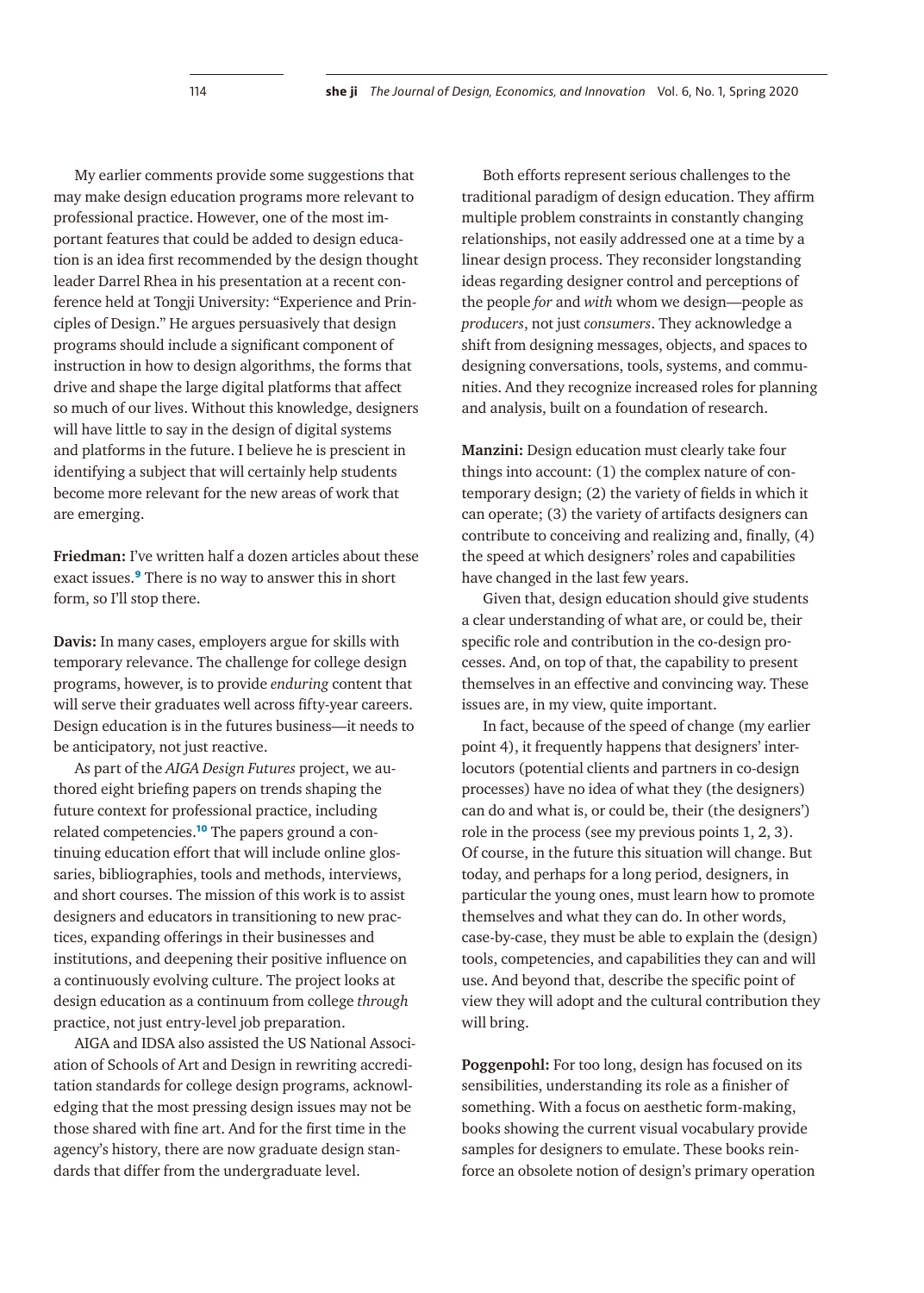My earlier comments provide some suggestions that may make design education programs more relevant to professional practice. However, one of the most important features that could be added to design education is an idea first recommended by the design thought leader Darrel Rhea in his presentation at a recent conference held at Tongji University: "Experience and Principles of Design." He argues persuasively that design programs should include a significant component of instruction in how to design algorithms, the forms that drive and shape the large digital platforms that affect so much of our lives. Without this knowledge, designers will have little to say in the design of digital systems and platforms in the future. I believe he is prescient in identifying a subject that will certainly help students become more relevant for the new areas of work that are emerging.

**Friedman:** I've written half a dozen articles about these exact issues.[9] There is no way to answer this in short form, so I'll stop there.

**Davis:** In many cases, employers argue for skills with temporary relevance. The challenge for college design programs, however, is to provide *enduring* content that will serve their graduates well across fifty-year careers. Design education is in the futures business—it needs to be anticipatory, not just reactive.

As part of the *AIGA Design Futures* project, we authored eight briefing papers on trends shaping the future context for professional practice, including related competencies.[10] The papers ground a continuing education effort that will include online glossaries, bibliographies, tools and methods, interviews, and short courses. The mission of this work is to assist designers and educators in transitioning to new practices, expanding offerings in their businesses and institutions, and deepening their positive influence on a continuously evolving culture. The project looks at design education as a continuum from college *through* practice, not just entry-level job preparation.

AIGA and IDSA also assisted the US National Association of Schools of Art and Design in rewriting accreditation standards for college design programs, acknowledging that the most pressing design issues may not be those shared with fine art. And for the first time in the agency's history, there are now graduate design standards that differ from the undergraduate level.

Both efforts represent serious challenges to the traditional paradigm of design education. They affirm multiple problem constraints in constantly changing relationships, not easily addressed one at a time by a linear design process. They reconsider longstanding ideas regarding designer control and perceptions of the people *for* and *with* whom we design—people as *producers*, not just *consumers*. They acknowledge a shift from designing messages, objects, and spaces to designing conversations, tools, systems, and communities. And they recognize increased roles for planning and analysis, built on a foundation of research.

**Manzini:** Design education must clearly take four things into account: (1) the complex nature of contemporary design; (2) the variety of fields in which it can operate; (3) the variety of artifacts designers can contribute to conceiving and realizing and, finally, (4) the speed at which designers' roles and capabilities have changed in the last few years.

Given that, design education should give students a clear understanding of what are, or could be, their specific role and contribution in the co-design processes. And, on top of that, the capability to present themselves in an effective and convincing way. These issues are, in my view, quite important.

In fact, because of the speed of change (my earlier point 4), it frequently happens that designers' interlocutors (potential clients and partners in co-design processes) have no idea of what they (the designers) can do and what is, or could be, their (the designers') role in the process (see my previous points 1, 2, 3). Of course, in the future this situation will change. But today, and perhaps for a long period, designers, in particular the young ones, must learn how to promote themselves and what they can do. In other words, case-by-case, they must be able to explain the (design) tools, competencies, and capabilities they can and will use. And beyond that, describe the specific point of view they will adopt and the cultural contribution they will bring.

**Poggenpohl:** For too long, design has focused on its sensibilities, understanding its role as a finisher of something. With a focus on aesthetic form-making, books showing the current visual vocabulary provide samples for designers to emulate. These books reinforce an obsolete notion of design's primary operation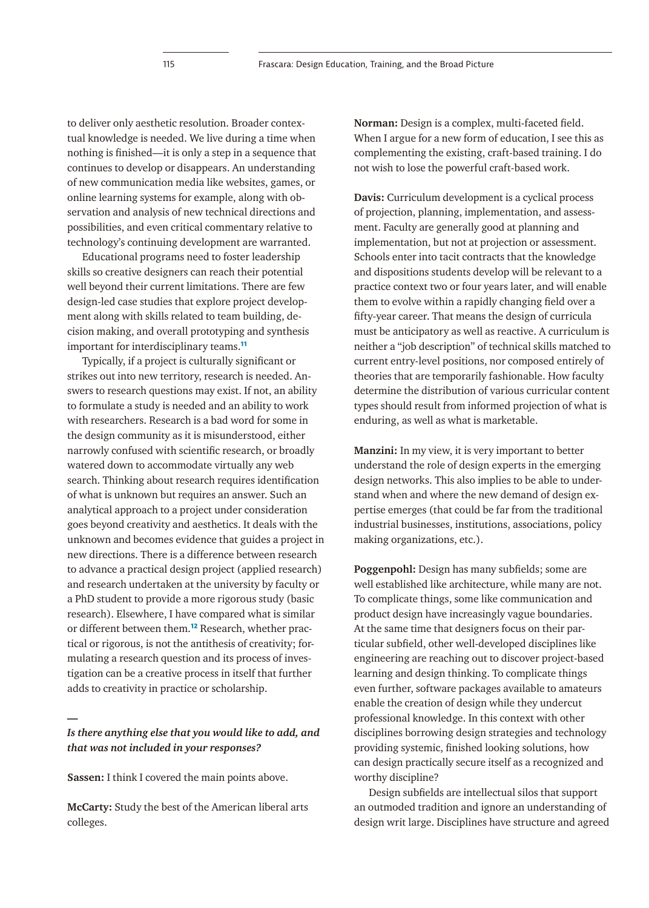to deliver only aesthetic resolution. Broader contextual knowledge is needed. We live during a time when nothing is finished—it is only a step in a sequence that continues to develop or disappears. An understanding of new communication media like websites, games, or online learning systems for example, along with observation and analysis of new technical directions and possibilities, and even critical commentary relative to technology's continuing development are warranted.

Educational programs need to foster leadership skills so creative designers can reach their potential well beyond their current limitations. There are few design-led case studies that explore project development along with skills related to team building, decision making, and overall prototyping and synthesis important for interdisciplinary teams.[11]

Typically, if a project is culturally significant or strikes out into new territory, research is needed. Answers to research questions may exist. If not, an ability to formulate a study is needed and an ability to work with researchers. Research is a bad word for some in the design community as it is misunderstood, either narrowly confused with scientific research, or broadly watered down to accommodate virtually any web search. Thinking about research requires identification of what is unknown but requires an answer. Such an analytical approach to a project under consideration goes beyond creativity and aesthetics. It deals with the unknown and becomes evidence that guides a project in new directions. There is a difference between research to advance a practical design project (applied research) and research undertaken at the university by faculty or a PhD student to provide a more rigorous study (basic research). Elsewhere, I have compared what is similar or different between them.[12] Research, whether practical or rigorous, is not the antithesis of creativity; formulating a research question and its process of investigation can be a creative process in itself that further adds to creativity in practice or scholarship.

—

***Is there anything else that you would like to add, and that was not included in your responses?***

**Sassen:** I think I covered the main points above.

**McCarty:** Study the best of the American liberal arts colleges.

**Norman:** Design is a complex, multi-faceted field. When I argue for a new form of education, I see this as complementing the existing, craft-based training. I do not wish to lose the powerful craft-based work.

**Davis:** Curriculum development is a cyclical process of projection, planning, implementation, and assessment. Faculty are generally good at planning and implementation, but not at projection or assessment. Schools enter into tacit contracts that the knowledge and dispositions students develop will be relevant to a practice context two or four years later, and will enable them to evolve within a rapidly changing field over a fifty-year career. That means the design of curricula must be anticipatory as well as reactive. A curriculum is neither a "job description" of technical skills matched to current entry-level positions, nor composed entirely of theories that are temporarily fashionable. How faculty determine the distribution of various curricular content types should result from informed projection of what is enduring, as well as what is marketable.

**Manzini:** In my view, it is very important to better understand the role of design experts in the emerging design networks. This also implies to be able to understand when and where the new demand of design expertise emerges (that could be far from the traditional industrial businesses, institutions, associations, policy making organizations, etc.).

**Poggenpohl:** Design has many subfields; some are well established like architecture, while many are not. To complicate things, some like communication and product design have increasingly vague boundaries. At the same time that designers focus on their particular subfield, other well-developed disciplines like engineering are reaching out to discover project-based learning and design thinking. To complicate things even further, software packages available to amateurs enable the creation of design while they undercut professional knowledge. In this context with other disciplines borrowing design strategies and technology providing systemic, finished looking solutions, how can design practically secure itself as a recognized and worthy discipline?

Design subfields are intellectual silos that support an outmoded tradition and ignore an understanding of design writ large. Disciplines have structure and agreed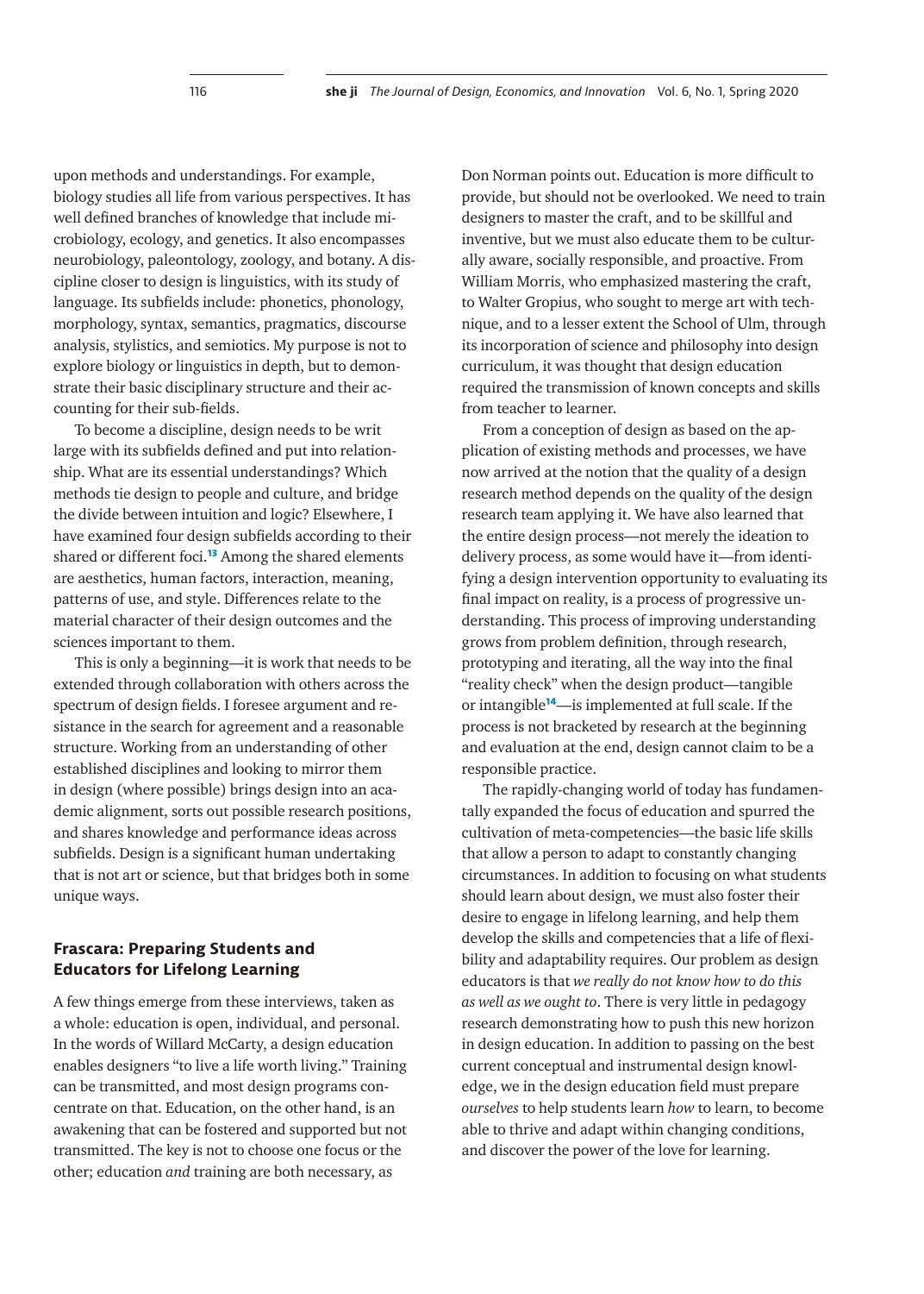upon methods and understandings. For example, biology studies all life from various perspectives. It has well defined branches of knowledge that include microbiology, ecology, and genetics. It also encompasses neurobiology, paleontology, zoology, and botany. A discipline closer to design is linguistics, with its study of language. Its subfields include: phonetics, phonology, morphology, syntax, semantics, pragmatics, discourse analysis, stylistics, and semiotics. My purpose is not to explore biology or linguistics in depth, but to demonstrate their basic disciplinary structure and their accounting for their sub-fields.

To become a discipline, design needs to be writ large with its subfields defined and put into relationship. What are its essential understandings? Which methods tie design to people and culture, and bridge the divide between intuition and logic? Elsewhere, I have examined four design subfields according to their shared or different foci.[13] Among the shared elements are aesthetics, human factors, interaction, meaning, patterns of use, and style. Differences relate to the material character of their design outcomes and the sciences important to them.

This is only a beginning—it is work that needs to be extended through collaboration with others across the spectrum of design fields. I foresee argument and resistance in the search for agreement and a reasonable structure. Working from an understanding of other established disciplines and looking to mirror them in design (where possible) brings design into an academic alignment, sorts out possible research positions, and shares knowledge and performance ideas across subfields. Design is a significant human undertaking that is not art or science, but that bridges both in some unique ways.

## Frascara: Preparing Students and Educators for Lifelong Learning

A few things emerge from these interviews, taken as a whole: education is open, individual, and personal. In the words of Willard McCarty, a design education enables designers "to live a life worth living." Training can be transmitted, and most design programs concentrate on that. Education, on the other hand, is an awakening that can be fostered and supported but not transmitted. The key is not to choose one focus or the other; education *and* training are both necessary, as Don Norman points out. Education is more difficult to provide, but should not be overlooked. We need to train designers to master the craft, and to be skillful and inventive, but we must also educate them to be culturally aware, socially responsible, and proactive. From William Morris, who emphasized mastering the craft, to Walter Gropius, who sought to merge art with technique, and to a lesser extent the School of Ulm, through its incorporation of science and philosophy into design curriculum, it was thought that design education required the transmission of known concepts and skills from teacher to learner.

From a conception of design as based on the application of existing methods and processes, we have now arrived at the notion that the quality of a design research method depends on the quality of the design research team applying it. We have also learned that the entire design process—not merely the ideation to delivery process, as some would have it—from identifying a design intervention opportunity to evaluating its final impact on reality, is a process of progressive understanding. This process of improving understanding grows from problem definition, through research, prototyping and iterating, all the way into the final "reality check" when the design product—tangible or intangible[14]—is implemented at full scale. If the process is not bracketed by research at the beginning and evaluation at the end, design cannot claim to be a responsible practice.

The rapidly-changing world of today has fundamentally expanded the focus of education and spurred the cultivation of meta-competencies—the basic life skills that allow a person to adapt to constantly changing circumstances. In addition to focusing on what students should learn about design, we must also foster their desire to engage in lifelong learning, and help them develop the skills and competencies that a life of flexibility and adaptability requires. Our problem as design educators is that *we really do not know how to do this as well as we ought to*. There is very little in pedagogy research demonstrating how to push this new horizon in design education. In addition to passing on the best current conceptual and instrumental design knowledge, we in the design education field must prepare *ourselves* to help students learn *how* to learn, to become able to thrive and adapt within changing conditions, and discover the power of the love for learning.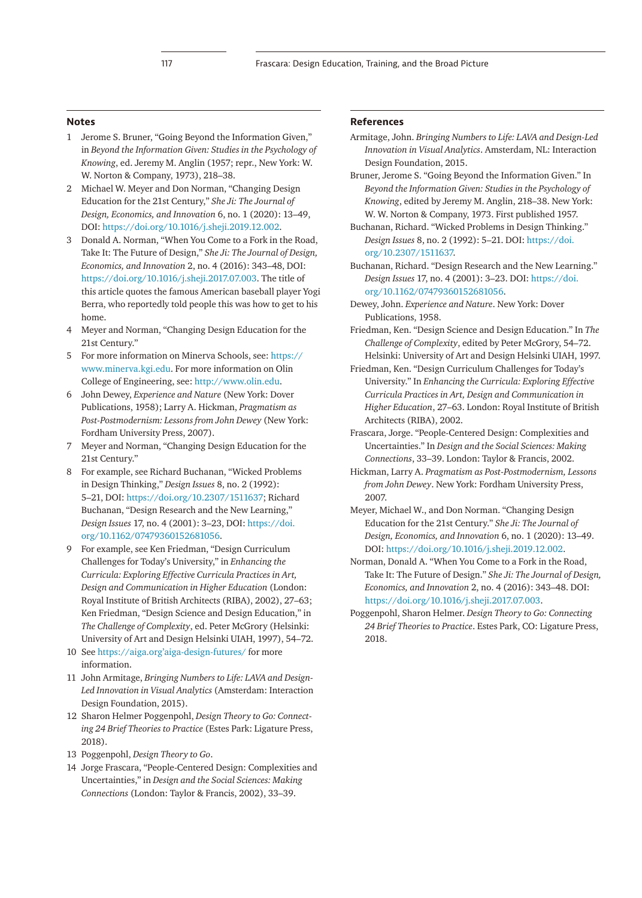## Notes

1. Jerome S. Bruner, "Going Beyond the Information Given," in *Beyond the Information Given: Studies in the Psychology of Knowing*, ed. Jeremy M. Anglin (1957; repr., New York: W. W. Norton & Company, 1973), 218–38.
2. Michael W. Meyer and Don Norman, "Changing Design Education for the 21st Century," *She Ji: The Journal of Design, Economics, and Innovation* 6, no. 1 (2020): 13–49, DOI: https://doi.org/10.1016/j.sheji.2019.12.002.
3. Donald A. Norman, "When You Come to a Fork in the Road, Take It: The Future of Design," *She Ji: The Journal of Design, Economics, and Innovation* 2, no. 4 (2016): 343–48, DOI: https://doi.org/10.1016/j.sheji.2017.07.003. The title of this article quotes the famous American baseball player Yogi Berra, who reportedly told people this was how to get to his home.
4. Meyer and Norman, "Changing Design Education for the 21st Century."
5. For more information on Minerva Schools, see: https://www.minerva.kgi.edu. For more information on Olin College of Engineering, see: http://www.olin.edu.
6. John Dewey, *Experience and Nature* (New York: Dover Publications, 1958); Larry A. Hickman, *Pragmatism as Post-Postmodernism: Lessons from John Dewey* (New York: Fordham University Press, 2007).
7. Meyer and Norman, "Changing Design Education for the 21st Century."
8. For example, see Richard Buchanan, "Wicked Problems in Design Thinking," *Design Issues* 8, no. 2 (1992): 5–21, DOI: https://doi.org/10.2307/1511637; Richard Buchanan, "Design Research and the New Learning," *Design Issues* 17, no. 4 (2001): 3–23, DOI: https://doi.org/10.1162/07479360152681056.
9. For example, see Ken Friedman, "Design Curriculum Challenges for Today's University," in *Enhancing the Curricula: Exploring Effective Curricula Practices in Art, Design and Communication in Higher Education* (London: Royal Institute of British Architects (RIBA), 2002), 27–63; Ken Friedman, "Design Science and Design Education," in *The Challenge of Complexity*, ed. Peter McGrory (Helsinki: University of Art and Design Helsinki UIAH, 1997), 54–72.
10. See https://aiga.org'aiga-design-futures/ for more information.
11. John Armitage, *Bringing Numbers to Life: LAVA and Design-Led Innovation in Visual Analytics* (Amsterdam: Interaction Design Foundation, 2015).
12. Sharon Helmer Poggenpohl, *Design Theory to Go: Connecting 24 Brief Theories to Practice* (Estes Park: Ligature Press, 2018).
13. Poggenpohl, *Design Theory to Go*.
14. Jorge Frascara, "People-Centered Design: Complexities and Uncertainties," in *Design and the Social Sciences: Making Connections* (London: Taylor & Francis, 2002), 33–39.

## References

Armitage, John. *Bringing Numbers to Life: LAVA and Design-Led Innovation in Visual Analytics*. Amsterdam, NL: Interaction Design Foundation, 2015.

Bruner, Jerome S. "Going Beyond the Information Given." In *Beyond the Information Given: Studies in the Psychology of Knowing*, edited by Jeremy M. Anglin, 218–38. New York: W. W. Norton & Company, 1973. First published 1957.

Buchanan, Richard. "Wicked Problems in Design Thinking." *Design Issues* 8, no. 2 (1992): 5–21. DOI: https://doi.org/10.2307/1511637.

Buchanan, Richard. "Design Research and the New Learning." *Design Issues* 17, no. 4 (2001): 3–23. DOI: https://doi.org/10.1162/07479360152681056.

Dewey, John. *Experience and Nature*. New York: Dover Publications, 1958.

Friedman, Ken. "Design Science and Design Education." In *The Challenge of Complexity*, edited by Peter McGrory, 54–72. Helsinki: University of Art and Design Helsinki UIAH, 1997.

Friedman, Ken. "Design Curriculum Challenges for Today's University." In *Enhancing the Curricula: Exploring Effective Curricula Practices in Art, Design and Communication in Higher Education*, 27–63. London: Royal Institute of British Architects (RIBA), 2002.

Frascara, Jorge. "People-Centered Design: Complexities and Uncertainties." In *Design and the Social Sciences: Making Connections*, 33–39. London: Taylor & Francis, 2002.

Hickman, Larry A. *Pragmatism as Post-Postmodernism, Lessons from John Dewey*. New York: Fordham University Press, 2007.

Meyer, Michael W., and Don Norman. "Changing Design Education for the 21st Century." *She Ji: The Journal of Design, Economics, and Innovation* 6, no. 1 (2020): 13–49. DOI: https://doi.org/10.1016/j.sheji.2019.12.002.

Norman, Donald A. "When You Come to a Fork in the Road, Take It: The Future of Design." *She Ji: The Journal of Design, Economics, and Innovation* 2, no. 4 (2016): 343–48. DOI: https://doi.org/10.1016/j.sheji.2017.07.003.

Poggenpohl, Sharon Helmer. *Design Theory to Go: Connecting 24 Brief Theories to Practice*. Estes Park, CO: Ligature Press, 2018.